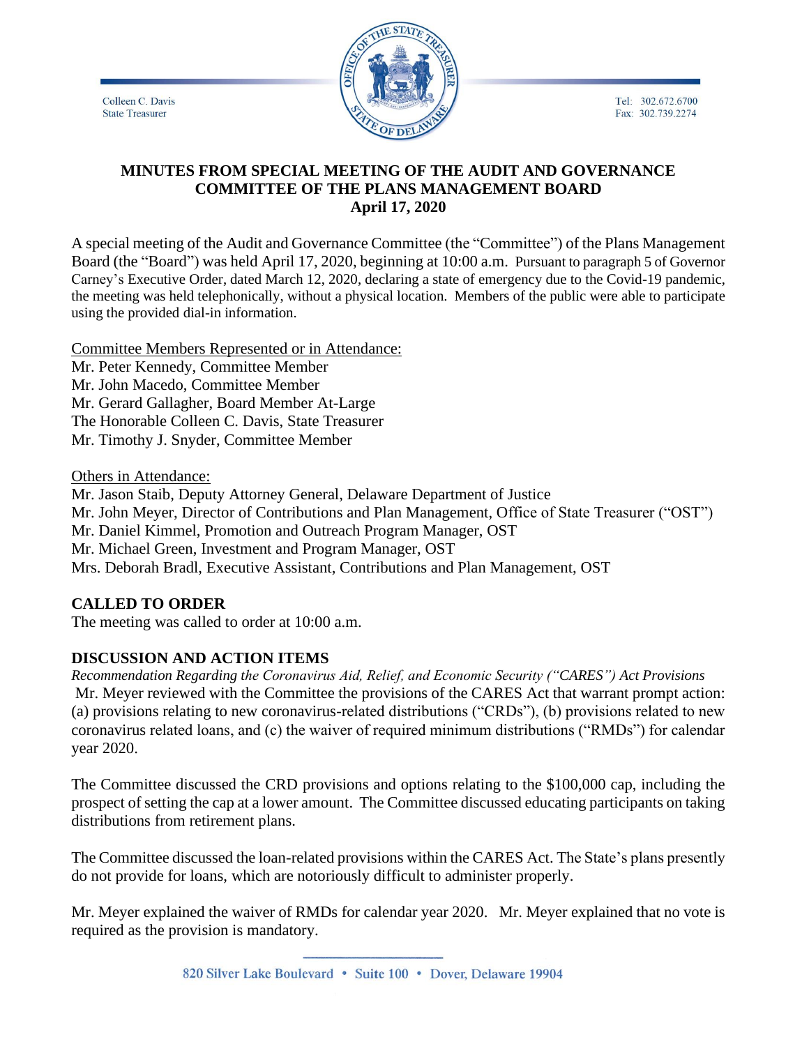Colleen C. Davis
State Treasurer

Tel: 302.672.6700
Fax: 302.739.2274

# MINUTES FROM SPECIAL MEETING OF THE AUDIT AND GOVERNANCE COMMITTEE OF THE PLANS MANAGEMENT BOARD
**April 17, 2020**

A special meeting of the Audit and Governance Committee (the "Committee") of the Plans Management Board (the "Board") was held April 17, 2020, beginning at 10:00 a.m. Pursuant to paragraph 5 of Governor Carney's Executive Order, dated March 12, 2020, declaring a state of emergency due to the Covid-19 pandemic, the meeting was held telephonically, without a physical location. Members of the public were able to participate using the provided dial-in information.

Committee Members Represented or in Attendance:
Mr. Peter Kennedy, Committee Member
Mr. John Macedo, Committee Member
Mr. Gerard Gallagher, Board Member At-Large
The Honorable Colleen C. Davis, State Treasurer
Mr. Timothy J. Snyder, Committee Member

Others in Attendance:
Mr. Jason Staib, Deputy Attorney General, Delaware Department of Justice
Mr. John Meyer, Director of Contributions and Plan Management, Office of State Treasurer ("OST")
Mr. Daniel Kimmel, Promotion and Outreach Program Manager, OST
Mr. Michael Green, Investment and Program Manager, OST
Mrs. Deborah Bradl, Executive Assistant, Contributions and Plan Management, OST

## CALLED TO ORDER

The meeting was called to order at 10:00 a.m.

## DISCUSSION AND ACTION ITEMS

*Recommendation Regarding the Coronavirus Aid, Relief, and Economic Security ("CARES") Act Provisions*
Mr. Meyer reviewed with the Committee the provisions of the CARES Act that warrant prompt action: (a) provisions relating to new coronavirus-related distributions ("CRDs"), (b) provisions related to new coronavirus related loans, and (c) the waiver of required minimum distributions ("RMDs") for calendar year 2020.

The Committee discussed the CRD provisions and options relating to the $100,000 cap, including the prospect of setting the cap at a lower amount. The Committee discussed educating participants on taking distributions from retirement plans.

The Committee discussed the loan-related provisions within the CARES Act. The State's plans presently do not provide for loans, which are notoriously difficult to administer properly.

Mr. Meyer explained the waiver of RMDs for calendar year 2020. Mr. Meyer explained that no vote is required as the provision is mandatory.

820 Silver Lake Boulevard • Suite 100 • Dover, Delaware 19904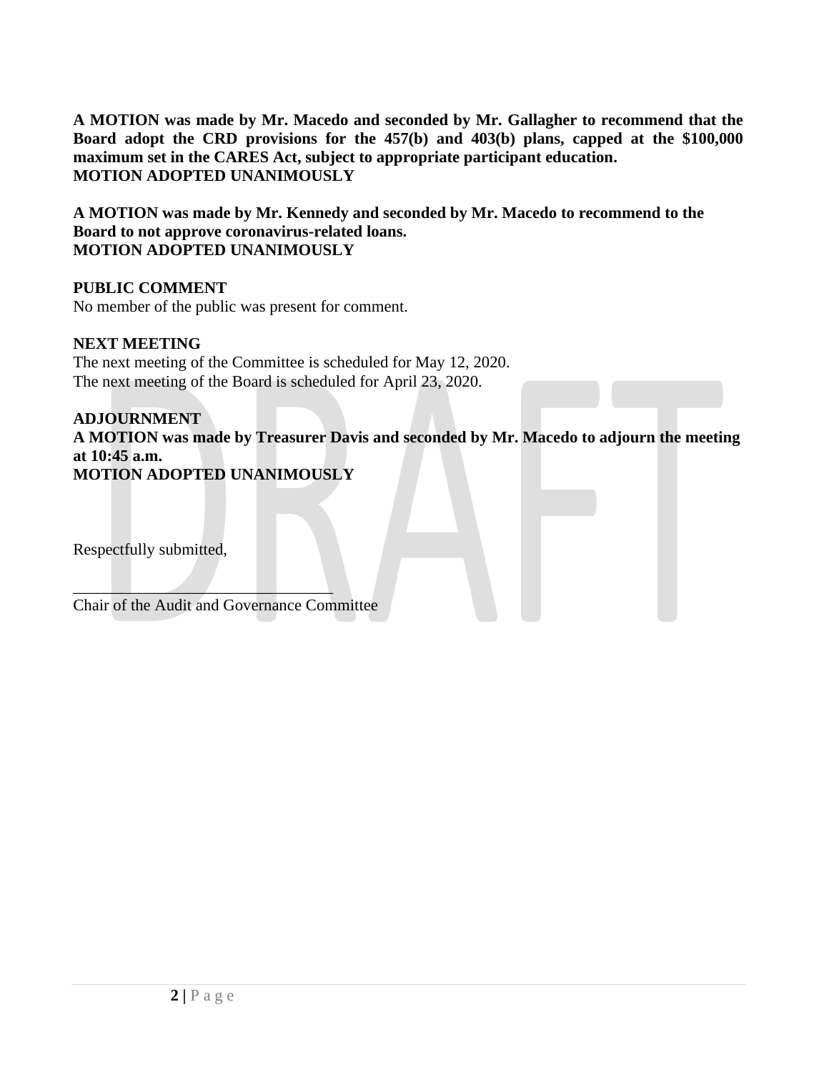**A MOTION was made by Mr. Macedo and seconded by Mr. Gallagher to recommend that the Board adopt the CRD provisions for the 457(b) and 403(b) plans, capped at the $100,000 maximum set in the CARES Act, subject to appropriate participant education.**
**MOTION ADOPTED UNANIMOUSLY**

**A MOTION was made by Mr. Kennedy and seconded by Mr. Macedo to recommend to the Board to not approve coronavirus-related loans.**
**MOTION ADOPTED UNANIMOUSLY**

**PUBLIC COMMENT**
No member of the public was present for comment.

**NEXT MEETING**
The next meeting of the Committee is scheduled for May 12, 2020.
The next meeting of the Board is scheduled for April 23, 2020.

**ADJOURNMENT**
**A MOTION was made by Treasurer Davis and seconded by Mr. Macedo to adjourn the meeting at 10:45 a.m.**
**MOTION ADOPTED UNANIMOUSLY**

Respectfully submitted,

________________________________
Chair of the Audit and Governance Committee